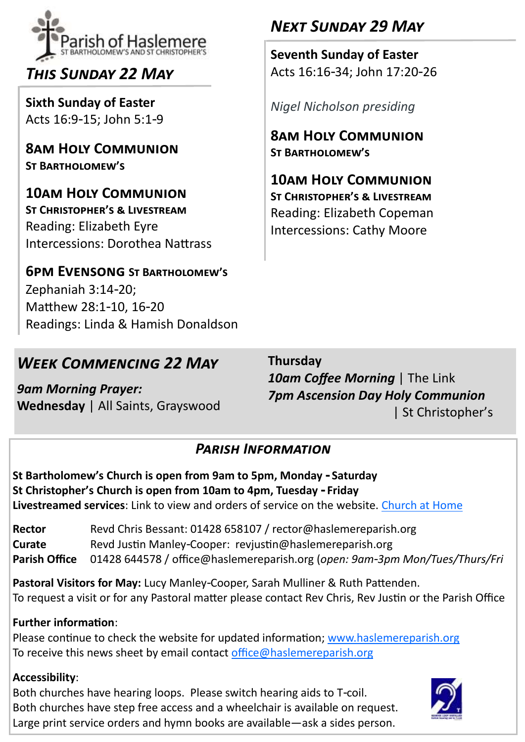Parish of Haslemere
ST BARTHOLOMEW'S AND ST CHRISTOPHER'S

## *This Sunday 22 May*

**Sixth Sunday of Easter**
Acts 16:9-15; John 5:1-9

### 8am Holy Communion
**St Bartholomew's**

### 10am Holy Communion
**St Christopher's & Livestream**
Reading: Elizabeth Eyre
Intercessions: Dorothea Nattrass

### 6pm Evensong St Bartholomew's
Zephaniah 3:14-20;
Matthew 28:1-10, 16-20
Readings: Linda & Hamish Donaldson

## *Next Sunday 29 May*

**Seventh Sunday of Easter**
Acts 16:16-34; John 17:20-26

*Nigel Nicholson presiding*

### 8am Holy Communion
**St Bartholomew's**

### 10am Holy Communion
**St Christopher's & Livestream**
Reading: Elizabeth Copeman
Intercessions: Cathy Moore

## *Week Commencing 22 May*

***9am Morning Prayer:***
**Wednesday** | All Saints, Grayswood

**Thursday**
***10am Coffee Morning*** | The Link
***7pm Ascension Day Holy Communion*** | St Christopher's

## *Parish Information*

**St Bartholomew's Church is open from 9am to 5pm, Monday - Saturday**
**St Christopher's Church is open from 10am to 4pm, Tuesday - Friday**
**Livestreamed services**: Link to view and orders of service on the website. Church at Home

**Rector** Revd Chris Bessant: 01428 658107 / rector@haslemereparish.org
**Curate** Revd Justin Manley-Cooper: revjustin@haslemereparish.org
**Parish Office** 01428 644578 / office@haslemereparish.org (*open: 9am-3pm Mon/Tues/Thurs/Fri*)

**Pastoral Visitors for May:** Lucy Manley-Cooper, Sarah Mulliner & Ruth Pattenden.
To request a visit or for any Pastoral matter please contact Rev Chris, Rev Justin or the Parish Office

**Further information**:
Please continue to check the website for updated information; www.haslemereparish.org
To receive this news sheet by email contact office@haslemereparish.org

**Accessibility**:
Both churches have hearing loops. Please switch hearing aids to T-coil.
Both churches have step free access and a wheelchair is available on request.
Large print service orders and hymn books are available—ask a sides person.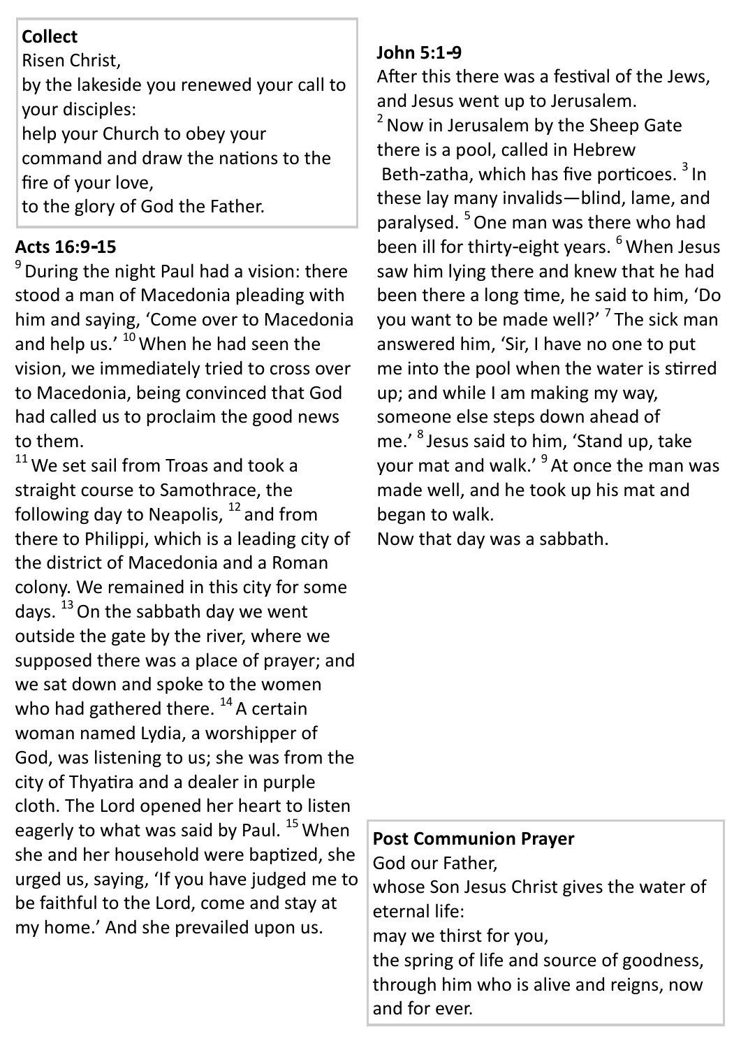**Collect**

Risen Christ,
by the lakeside you renewed your call to your disciples:
help your Church to obey your command and draw the nations to the fire of your love,
to the glory of God the Father.

**Acts 16:9-15**

[9] During the night Paul had a vision: there stood a man of Macedonia pleading with him and saying, 'Come over to Macedonia and help us.' [10] When he had seen the vision, we immediately tried to cross over to Macedonia, being convinced that God had called us to proclaim the good news to them.

[11] We set sail from Troas and took a straight course to Samothrace, the following day to Neapolis, [12] and from there to Philippi, which is a leading city of the district of Macedonia and a Roman colony. We remained in this city for some days. [13] On the sabbath day we went outside the gate by the river, where we supposed there was a place of prayer; and we sat down and spoke to the women who had gathered there. [14] A certain woman named Lydia, a worshipper of God, was listening to us; she was from the city of Thyatira and a dealer in purple cloth. The Lord opened her heart to listen eagerly to what was said by Paul. [15] When she and her household were baptized, she urged us, saying, 'If you have judged me to be faithful to the Lord, come and stay at my home.' And she prevailed upon us.

**John 5:1-9**

After this there was a festival of the Jews, and Jesus went up to Jerusalem.
[2] Now in Jerusalem by the Sheep Gate there is a pool, called in Hebrew Beth-zatha, which has five porticoes. [3] In these lay many invalids—blind, lame, and paralysed. [5] One man was there who had been ill for thirty-eight years. [6] When Jesus saw him lying there and knew that he had been there a long time, he said to him, 'Do you want to be made well?' [7] The sick man answered him, 'Sir, I have no one to put me into the pool when the water is stirred up; and while I am making my way, someone else steps down ahead of me.' [8] Jesus said to him, 'Stand up, take your mat and walk.' [9] At once the man was made well, and he took up his mat and began to walk.
Now that day was a sabbath.

**Post Communion Prayer**

God our Father,
whose Son Jesus Christ gives the water of eternal life:
may we thirst for you,
the spring of life and source of goodness,
through him who is alive and reigns, now and for ever.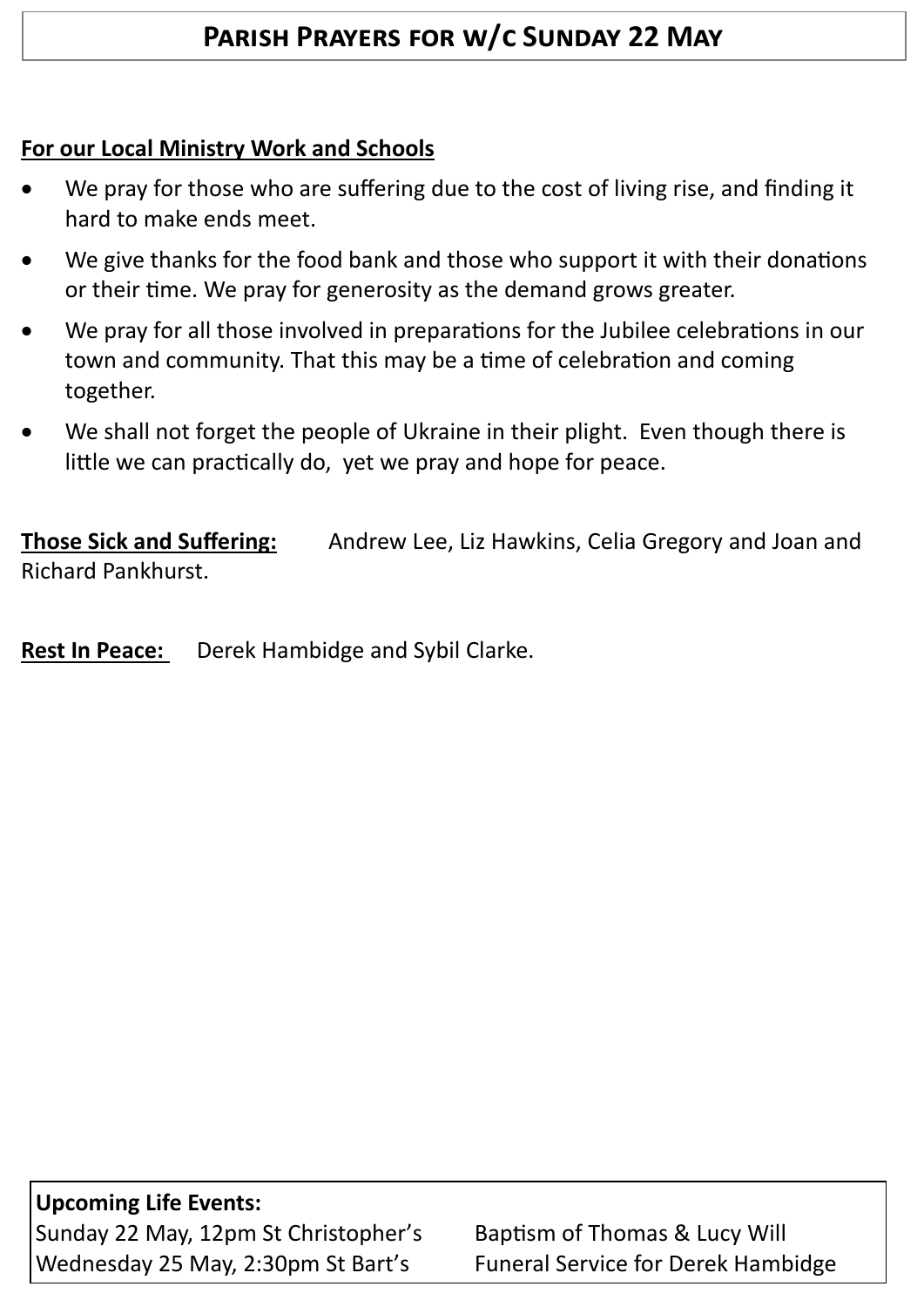# Parish Prayers for w/c Sunday 22 May

**For our Local Ministry Work and Schools**

- We pray for those who are suffering due to the cost of living rise, and finding it hard to make ends meet.
- We give thanks for the food bank and those who support it with their donations or their time. We pray for generosity as the demand grows greater.
- We pray for all those involved in preparations for the Jubilee celebrations in our town and community. That this may be a time of celebration and coming together.
- We shall not forget the people of Ukraine in their plight. Even though there is little we can practically do, yet we pray and hope for peace.

**Those Sick and Suffering:** Andrew Lee, Liz Hawkins, Celia Gregory and Joan and Richard Pankhurst.

**Rest In Peace:** Derek Hambidge and Sybil Clarke.

**Upcoming Life Events:**

| | |
|---|---|
| Sunday 22 May, 12pm St Christopher's | Baptism of Thomas & Lucy Will |
| Wednesday 25 May, 2:30pm St Bart's | Funeral Service for Derek Hambidge |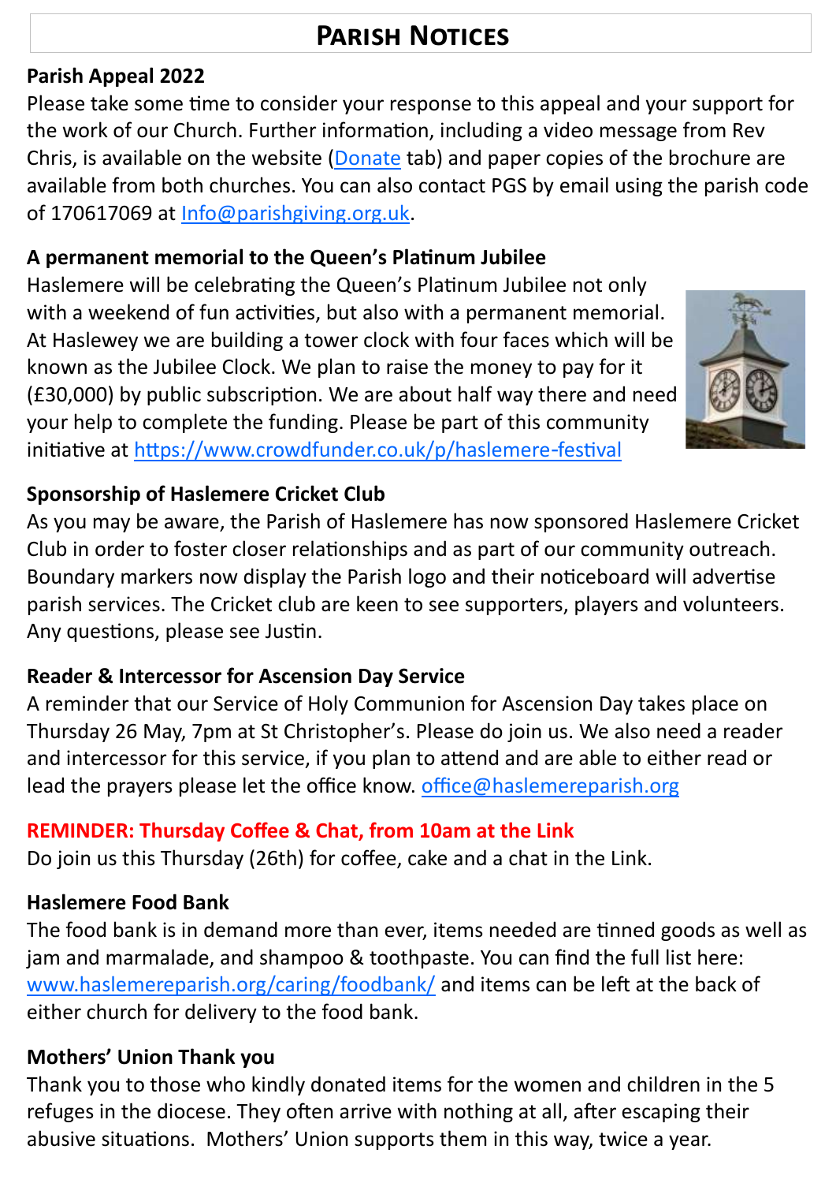# Parish Notices

**Parish Appeal 2022**

Please take some time to consider your response to this appeal and your support for the work of our Church. Further information, including a video message from Rev Chris, is available on the website (Donate tab) and paper copies of the brochure are available from both churches. You can also contact PGS by email using the parish code of 170617069 at Info@parishgiving.org.uk.

**A permanent memorial to the Queen's Platinum Jubilee**

Haslemere will be celebrating the Queen's Platinum Jubilee not only with a weekend of fun activities, but also with a permanent memorial. At Haslewey we are building a tower clock with four faces which will be known as the Jubilee Clock. We plan to raise the money to pay for it (£30,000) by public subscription. We are about half way there and need your help to complete the funding. Please be part of this community initiative at https://www.crowdfunder.co.uk/p/haslemere-festival

**Sponsorship of Haslemere Cricket Club**

As you may be aware, the Parish of Haslemere has now sponsored Haslemere Cricket Club in order to foster closer relationships and as part of our community outreach. Boundary markers now display the Parish logo and their noticeboard will advertise parish services. The Cricket club are keen to see supporters, players and volunteers. Any questions, please see Justin.

**Reader & Intercessor for Ascension Day Service**

A reminder that our Service of Holy Communion for Ascension Day takes place on Thursday 26 May, 7pm at St Christopher's. Please do join us. We also need a reader and intercessor for this service, if you plan to attend and are able to either read or lead the prayers please let the office know. office@haslemereparish.org

**REMINDER: Thursday Coffee & Chat, from 10am at the Link**

Do join us this Thursday (26th) for coffee, cake and a chat in the Link.

**Haslemere Food Bank**

The food bank is in demand more than ever, items needed are tinned goods as well as jam and marmalade, and shampoo & toothpaste. You can find the full list here: www.haslemereparish.org/caring/foodbank/ and items can be left at the back of either church for delivery to the food bank.

**Mothers' Union Thank you**

Thank you to those who kindly donated items for the women and children in the 5 refuges in the diocese. They often arrive with nothing at all, after escaping their abusive situations. Mothers' Union supports them in this way, twice a year.